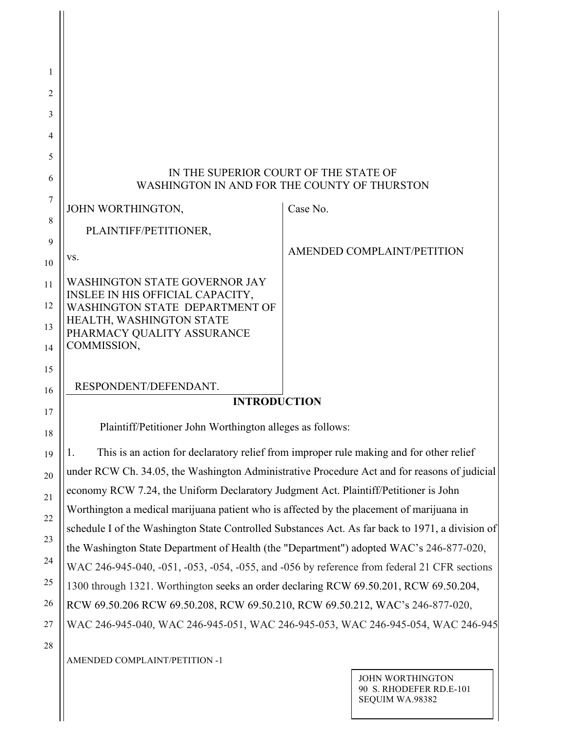IN THE SUPERIOR COURT OF THE STATE OF WASHINGTON IN AND FOR THE COUNTY OF THURSTON

| | |
|---|---|
| JOHN WORTHINGTON,<br><br>PLAINTIFF/PETITIONER,<br><br>vs.<br><br>WASHINGTON STATE GOVERNOR JAY INSLEE IN HIS OFFICIAL CAPACITY, WASHINGTON STATE DEPARTMENT OF HEALTH, WASHINGTON STATE PHARMACY QUALITY ASSURANCE COMMISSION,<br><br>RESPONDENT/DEFENDANT. | Case No.<br><br>AMENDED COMPLAINT/PETITION |

## INTRODUCTION

Plaintiff/Petitioner John Worthington alleges as follows:

1. This is an action for declaratory relief from improper rule making and for other relief under RCW Ch. 34.05, the Washington Administrative Procedure Act and for reasons of judicial economy RCW 7.24, the Uniform Declaratory Judgment Act. Plaintiff/Petitioner is John Worthington a medical marijuana patient who is affected by the placement of marijuana in schedule I of the Washington State Controlled Substances Act. As far back to 1971, a division of the Washington State Department of Health (the "Department") adopted WAC's 246-877-020, WAC 246-945-040, -051, -053, -054, -055, and -056 by reference from federal 21 CFR sections 1300 through 1321. Worthington seeks an order declaring RCW 69.50.201, RCW 69.50.204, RCW 69.50.206 RCW 69.50.208, RCW 69.50.210, RCW 69.50.212, WAC's 246-877-020, WAC 246-945-040, WAC 246-945-051, WAC 246-945-053, WAC 246-945-054, WAC 246-945

AMENDED COMPLAINT/PETITION -1

JOHN WORTHINGTON
90 S. RHODEFER RD.E-101
SEQUIM WA.98382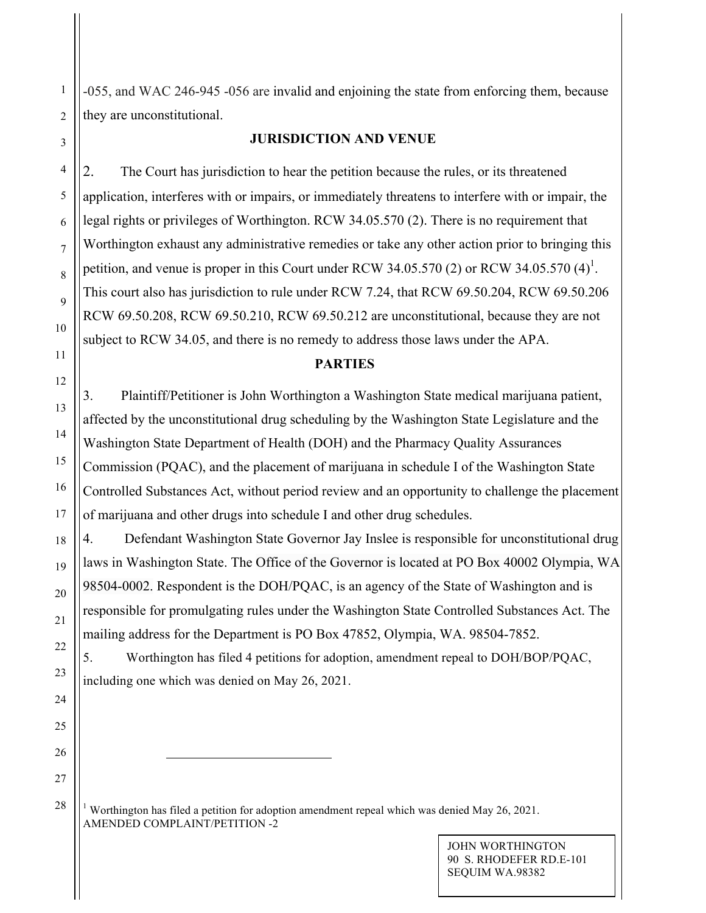-055, and WAC 246-945 -056 are invalid and enjoining the state from enforcing them, because they are unconstitutional.

## JURISDICTION AND VENUE

2. The Court has jurisdiction to hear the petition because the rules, or its threatened application, interferes with or impairs, or immediately threatens to interfere with or impair, the legal rights or privileges of Worthington. RCW 34.05.570 (2). There is no requirement that Worthington exhaust any administrative remedies or take any other action prior to bringing this petition, and venue is proper in this Court under RCW 34.05.570 (2) or RCW 34.05.570 (4)[1]. This court also has jurisdiction to rule under RCW 7.24, that RCW 69.50.204, RCW 69.50.206 RCW 69.50.208, RCW 69.50.210, RCW 69.50.212 are unconstitutional, because they are not subject to RCW 34.05, and there is no remedy to address those laws under the APA.

## PARTIES

3. Plaintiff/Petitioner is John Worthington a Washington State medical marijuana patient, affected by the unconstitutional drug scheduling by the Washington State Legislature and the Washington State Department of Health (DOH) and the Pharmacy Quality Assurances Commission (PQAC), and the placement of marijuana in schedule I of the Washington State Controlled Substances Act, without period review and an opportunity to challenge the placement of marijuana and other drugs into schedule I and other drug schedules.

4. Defendant Washington State Governor Jay Inslee is responsible for unconstitutional drug laws in Washington State. The Office of the Governor is located at PO Box 40002 Olympia, WA 98504-0002. Respondent is the DOH/PQAC, is an agency of the State of Washington and is responsible for promulgating rules under the Washington State Controlled Substances Act. The mailing address for the Department is PO Box 47852, Olympia, WA. 98504-7852.

5. Worthington has filed 4 petitions for adoption, amendment repeal to DOH/BOP/PQAC, including one which was denied on May 26, 2021.

[1] Worthington has filed a petition for adoption amendment repeal which was denied May 26, 2021.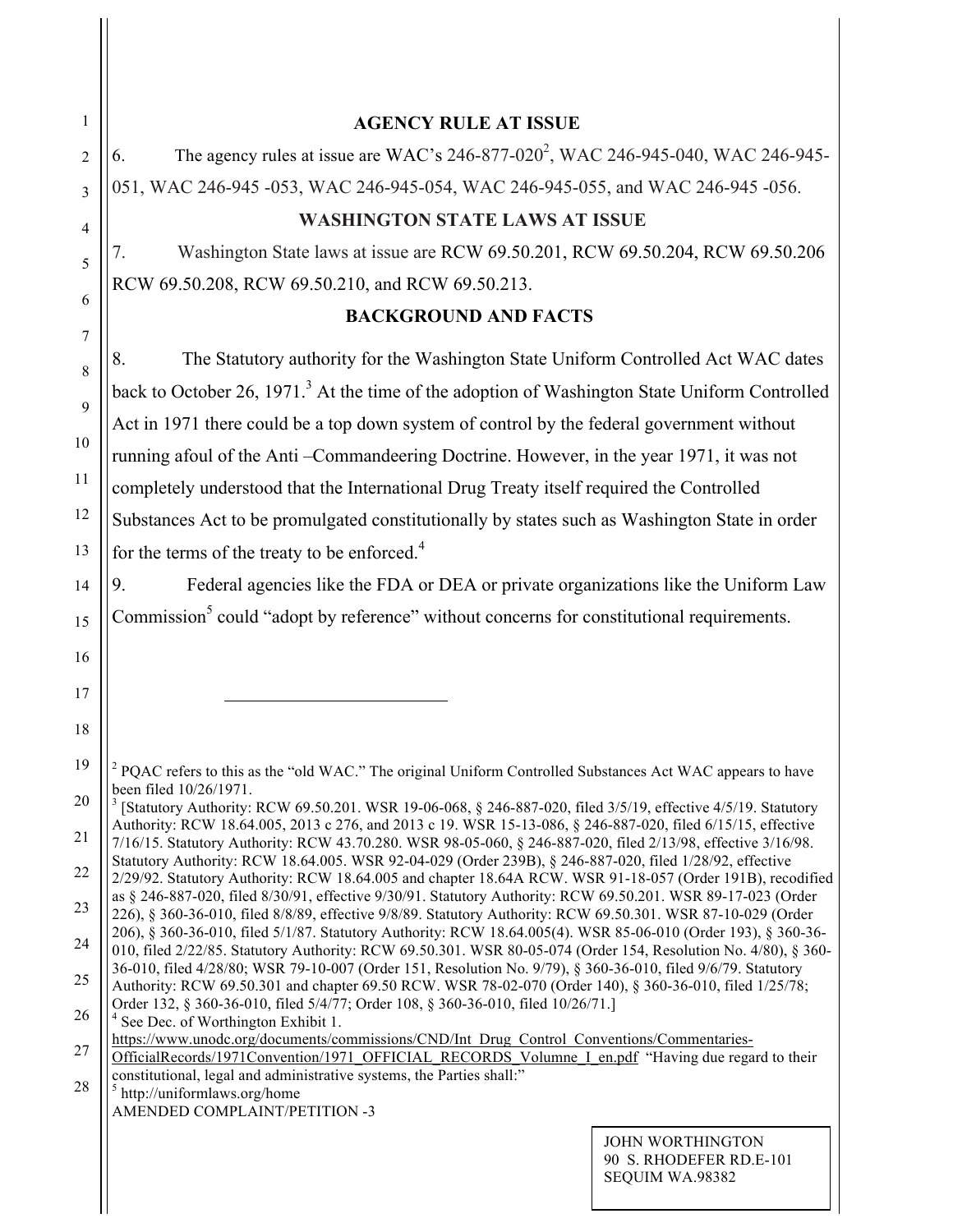## AGENCY RULE AT ISSUE

6. The agency rules at issue are WAC's 246-877-020[2], WAC 246-945-040, WAC 246-945-051, WAC 246-945 -053, WAC 246-945-054, WAC 246-945-055, and WAC 246-945 -056.

## WASHINGTON STATE LAWS AT ISSUE

7. Washington State laws at issue are RCW 69.50.201, RCW 69.50.204, RCW 69.50.206 RCW 69.50.208, RCW 69.50.210, and RCW 69.50.213.

## BACKGROUND AND FACTS

8. The Statutory authority for the Washington State Uniform Controlled Act WAC dates back to October 26, 1971.[3] At the time of the adoption of Washington State Uniform Controlled Act in 1971 there could be a top down system of control by the federal government without running afoul of the Anti –Commandeering Doctrine. However, in the year 1971, it was not completely understood that the International Drug Treaty itself required the Controlled Substances Act to be promulgated constitutionally by states such as Washington State in order for the terms of the treaty to be enforced.[4]

9. Federal agencies like the FDA or DEA or private organizations like the Uniform Law Commission[5] could "adopt by reference" without concerns for constitutional requirements.

---

[2] PQAC refers to this as the "old WAC." The original Uniform Controlled Substances Act WAC appears to have been filed 10/26/1971.

[3] [Statutory Authority: RCW 69.50.201. WSR 19-06-068, § 246-887-020, filed 3/5/19, effective 4/5/19. Statutory Authority: RCW 18.64.005, 2013 c 276, and 2013 c 19. WSR 15-13-086, § 246-887-020, filed 6/15/15, effective 7/16/15. Statutory Authority: RCW 43.70.280. WSR 98-05-060, § 246-887-020, filed 2/13/98, effective 3/16/98. Statutory Authority: RCW 18.64.005. WSR 92-04-029 (Order 239B), § 246-887-020, filed 1/28/92, effective 2/29/92. Statutory Authority: RCW 18.64.005 and chapter 18.64A RCW. WSR 91-18-057 (Order 191B), recodified as § 246-887-020, filed 8/30/91, effective 9/30/91. Statutory Authority: RCW 69.50.201. WSR 89-17-023 (Order 226), § 360-36-010, filed 8/8/89, effective 9/8/89. Statutory Authority: RCW 69.50.301. WSR 87-10-029 (Order 206), § 360-36-010, filed 5/1/87. Statutory Authority: RCW 18.64.005(4). WSR 85-06-010 (Order 193), § 360-36-010, filed 2/22/85. Statutory Authority: RCW 69.50.301. WSR 80-05-074 (Order 154, Resolution No. 4/80), § 360-36-010, filed 4/28/80; WSR 79-10-007 (Order 151, Resolution No. 9/79), § 360-36-010, filed 9/6/79. Statutory Authority: RCW 69.50.301 and chapter 69.50 RCW. WSR 78-02-070 (Order 140), § 360-36-010, filed 1/25/78; Order 132, § 360-36-010, filed 5/4/77; Order 108, § 360-36-010, filed 10/26/71.]

[4] See Dec. of Worthington Exhibit 1. https://www.unodc.org/documents/commissions/CND/Int_Drug_Control_Conventions/Commentaries-OfficialRecords/1971Convention/1971_OFFICIAL_RECORDS_Volumne_I_en.pdf "Having due regard to their constitutional, legal and administrative systems, the Parties shall:"

[5] http://uniformlaws.org/home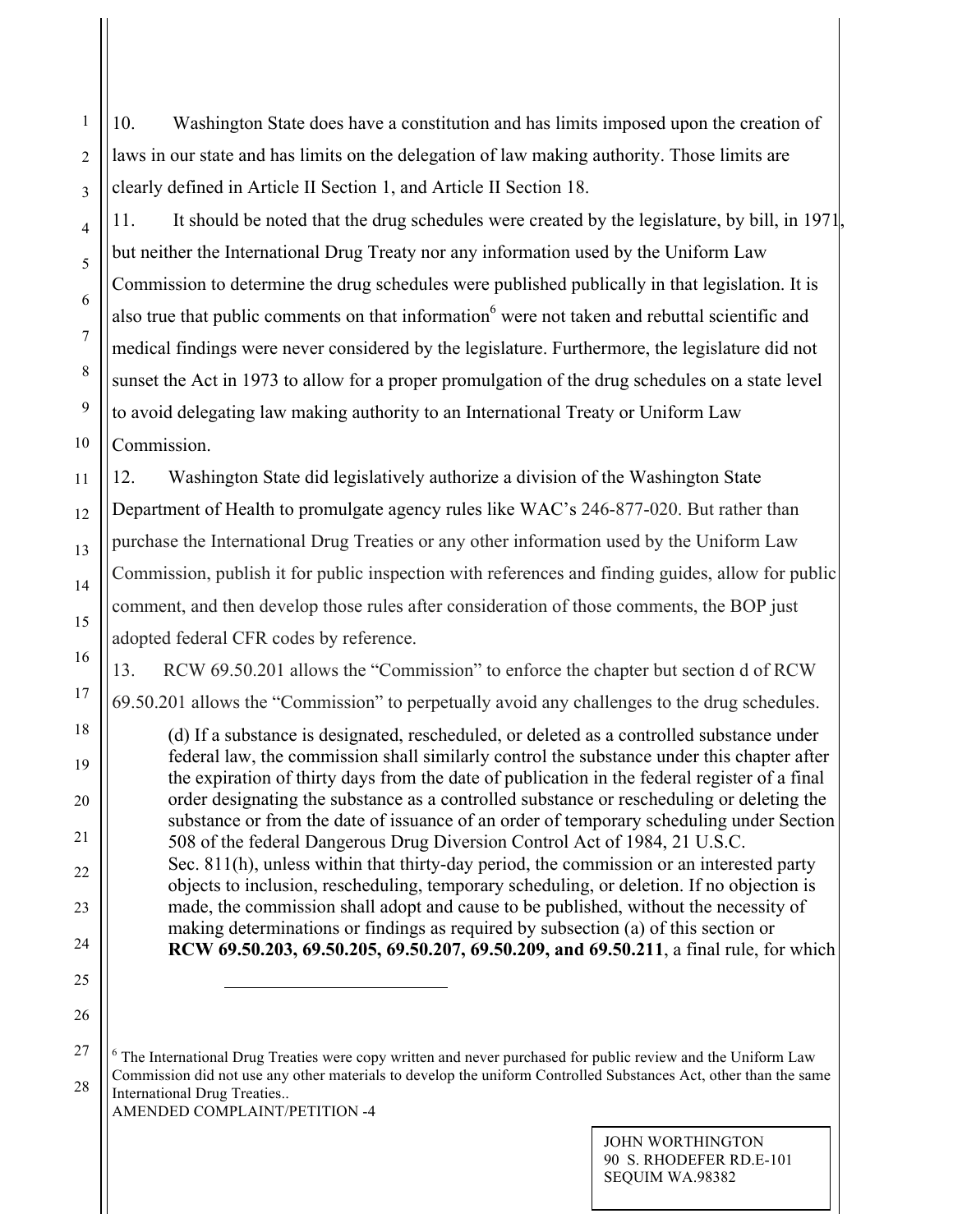10. Washington State does have a constitution and has limits imposed upon the creation of laws in our state and has limits on the delegation of law making authority. Those limits are clearly defined in Article II Section 1, and Article II Section 18.

11. It should be noted that the drug schedules were created by the legislature, by bill, in 1971, but neither the International Drug Treaty nor any information used by the Uniform Law Commission to determine the drug schedules were published publically in that legislation. It is also true that public comments on that information[6] were not taken and rebuttal scientific and medical findings were never considered by the legislature. Furthermore, the legislature did not sunset the Act in 1973 to allow for a proper promulgation of the drug schedules on a state level to avoid delegating law making authority to an International Treaty or Uniform Law Commission.

12. Washington State did legislatively authorize a division of the Washington State Department of Health to promulgate agency rules like WAC's 246-877-020. But rather than purchase the International Drug Treaties or any other information used by the Uniform Law Commission, publish it for public inspection with references and finding guides, allow for public comment, and then develop those rules after consideration of those comments, the BOP just adopted federal CFR codes by reference.

13. RCW 69.50.201 allows the "Commission" to enforce the chapter but section d of RCW 69.50.201 allows the "Commission" to perpetually avoid any challenges to the drug schedules.

> (d) If a substance is designated, rescheduled, or deleted as a controlled substance under federal law, the commission shall similarly control the substance under this chapter after the expiration of thirty days from the date of publication in the federal register of a final order designating the substance as a controlled substance or rescheduling or deleting the substance or from the date of issuance of an order of temporary scheduling under Section 508 of the federal Dangerous Drug Diversion Control Act of 1984, 21 U.S.C. Sec. 811(h), unless within that thirty-day period, the commission or an interested party objects to inclusion, rescheduling, temporary scheduling, or deletion. If no objection is made, the commission shall adopt and cause to be published, without the necessity of making determinations or findings as required by subsection (a) of this section or **RCW 69.50.203, 69.50.205, 69.50.207, 69.50.209, and 69.50.211**, a final rule, for which

---

[6] The International Drug Treaties were copy written and never purchased for public review and the Uniform Law Commission did not use any other materials to develop the uniform Controlled Substances Act, other than the same International Drug Treaties..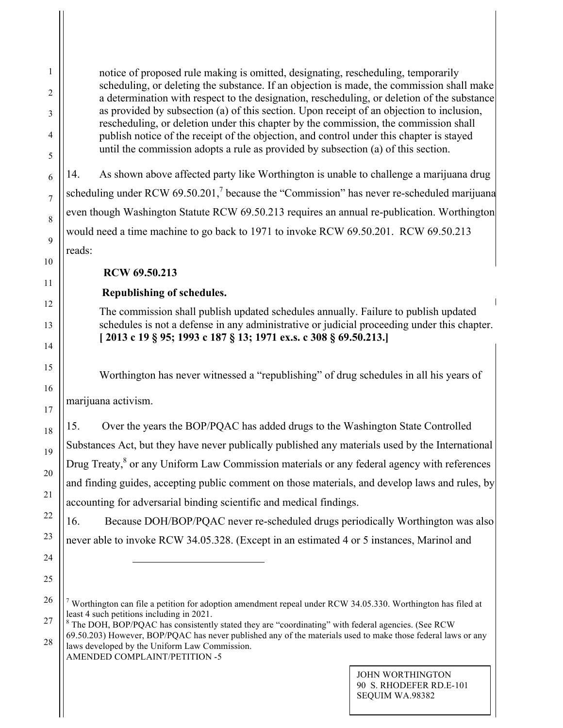> notice of proposed rule making is omitted, designating, rescheduling, temporarily scheduling, or deleting the substance. If an objection is made, the commission shall make a determination with respect to the designation, rescheduling, or deletion of the substance as provided by subsection (a) of this section. Upon receipt of an objection to inclusion, rescheduling, or deletion under this chapter by the commission, the commission shall publish notice of the receipt of the objection, and control under this chapter is stayed until the commission adopts a rule as provided by subsection (a) of this section.

14. As shown above affected party like Worthington is unable to challenge a marijuana drug scheduling under RCW 69.50.201,[7] because the "Commission" has never re-scheduled marijuana even though Washington Statute RCW 69.50.213 requires an annual re-publication. Worthington would need a time machine to go back to 1971 to invoke RCW 69.50.201. RCW 69.50.213 reads:

> **RCW 69.50.213**
>
> **Republishing of schedules.**
>
> The commission shall publish updated schedules annually. Failure to publish updated schedules is not a defense in any administrative or judicial proceeding under this chapter. **[ 2013 c 19 § 95; 1993 c 187 § 13; 1971 ex.s. c 308 § 69.50.213.]**

Worthington has never witnessed a "republishing" of drug schedules in all his years of marijuana activism.

15. Over the years the BOP/PQAC has added drugs to the Washington State Controlled Substances Act, but they have never publically published any materials used by the International Drug Treaty,[8] or any Uniform Law Commission materials or any federal agency with references and finding guides, accepting public comment on those materials, and develop laws and rules, by accounting for adversarial binding scientific and medical findings.

16. Because DOH/BOP/PQAC never re-scheduled drugs periodically Worthington was also never able to invoke RCW 34.05.328. (Except in an estimated 4 or 5 instances, Marinol and

---

[7] Worthington can file a petition for adoption amendment repeal under RCW 34.05.330. Worthington has filed at least 4 such petitions including in 2021.

[8] The DOH, BOP/PQAC has consistently stated they are "coordinating" with federal agencies. (See RCW 69.50.203) However, BOP/PQAC has never published any of the materials used to make those federal laws or any laws developed by the Uniform Law Commission.

AMENDED COMPLAINT/PETITION -5

JOHN WORTHINGTON
90 S. RHODEFER RD.E-101
SEQUIM WA.98382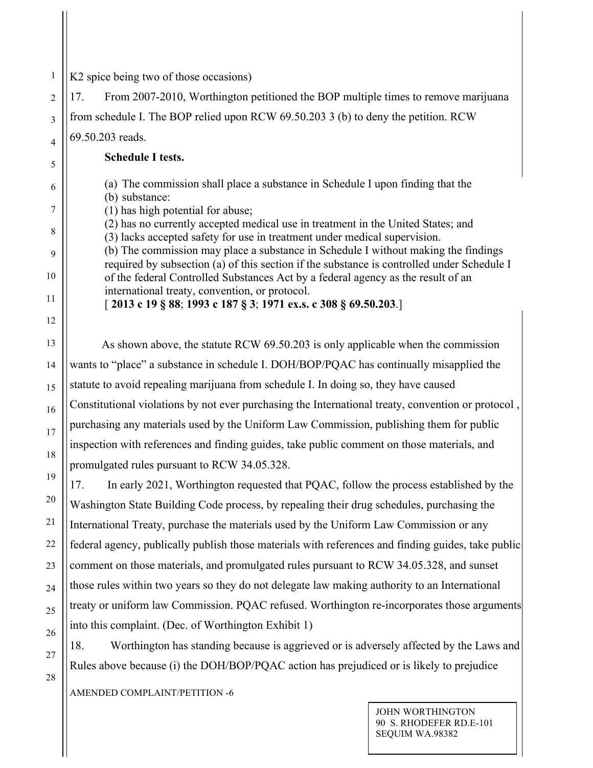K2 spice being two of those occasions)

17. From 2007-2010, Worthington petitioned the BOP multiple times to remove marijuana from schedule I. The BOP relied upon RCW 69.50.203 3 (b) to deny the petition. RCW 69.50.203 reads.

> **Schedule I tests.**
>
> (a) The commission shall place a substance in Schedule I upon finding that the
> (b) substance:
> (1) has high potential for abuse;
> (2) has no currently accepted medical use in treatment in the United States; and
> (3) lacks accepted safety for use in treatment under medical supervision.
> (b) The commission may place a substance in Schedule I without making the findings required by subsection (a) of this section if the substance is controlled under Schedule I of the federal Controlled Substances Act by a federal agency as the result of an international treaty, convention, or protocol.
> [ **2013 c 19 § 88**; **1993 c 187 § 3**; **1971 ex.s. c 308 § 69.50.203**.]

As shown above, the statute RCW 69.50.203 is only applicable when the commission wants to "place" a substance in schedule I. DOH/BOP/PQAC has continually misapplied the statute to avoid repealing marijuana from schedule I. In doing so, they have caused Constitutional violations by not ever purchasing the International treaty, convention or protocol , purchasing any materials used by the Uniform Law Commission, publishing them for public inspection with references and finding guides, take public comment on those materials, and promulgated rules pursuant to RCW 34.05.328.

17. In early 2021, Worthington requested that PQAC, follow the process established by the Washington State Building Code process, by repealing their drug schedules, purchasing the International Treaty, purchase the materials used by the Uniform Law Commission or any federal agency, publically publish those materials with references and finding guides, take public comment on those materials, and promulgated rules pursuant to RCW 34.05.328, and sunset those rules within two years so they do not delegate law making authority to an International treaty or uniform law Commission. PQAC refused. Worthington re-incorporates those arguments into this complaint. (Dec. of Worthington Exhibit 1)

18. Worthington has standing because is aggrieved or is adversely affected by the Laws and Rules above because (i) the DOH/BOP/PQAC action has prejudiced or is likely to prejudice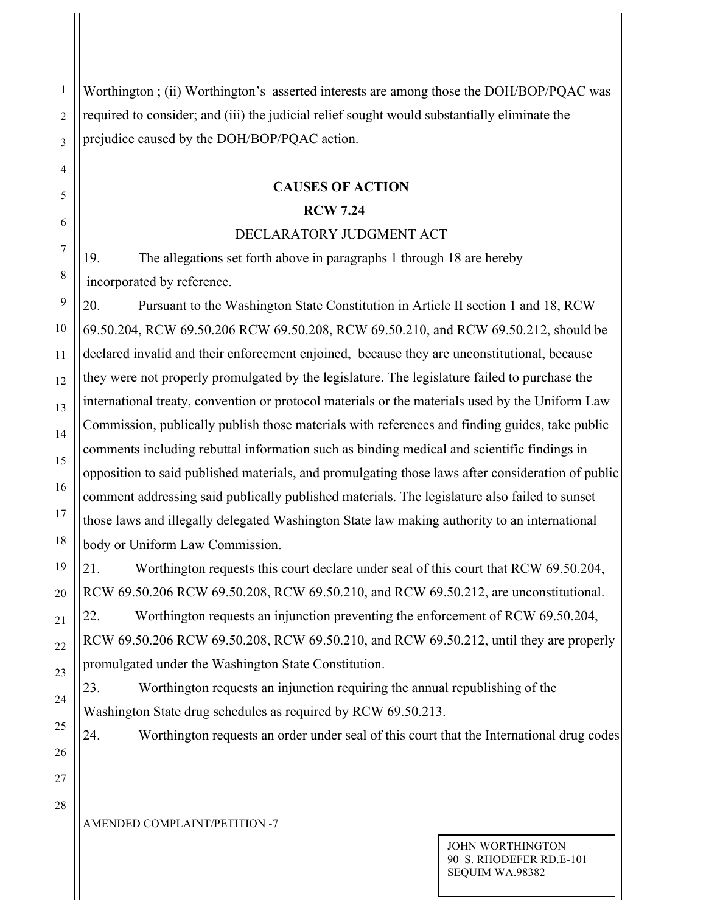Worthington ; (ii) Worthington's asserted interests are among those the DOH/BOP/PQAC was required to consider; and (iii) the judicial relief sought would substantially eliminate the prejudice caused by the DOH/BOP/PQAC action.

**CAUSES OF ACTION**

**RCW 7.24**

DECLARATORY JUDGMENT ACT

19. The allegations set forth above in paragraphs 1 through 18 are hereby incorporated by reference.

20. Pursuant to the Washington State Constitution in Article II section 1 and 18, RCW 69.50.204, RCW 69.50.206 RCW 69.50.208, RCW 69.50.210, and RCW 69.50.212, should be declared invalid and their enforcement enjoined, because they are unconstitutional, because they were not properly promulgated by the legislature. The legislature failed to purchase the international treaty, convention or protocol materials or the materials used by the Uniform Law Commission, publically publish those materials with references and finding guides, take public comments including rebuttal information such as binding medical and scientific findings in opposition to said published materials, and promulgating those laws after consideration of public comment addressing said publically published materials. The legislature also failed to sunset those laws and illegally delegated Washington State law making authority to an international body or Uniform Law Commission.

21. Worthington requests this court declare under seal of this court that RCW 69.50.204, RCW 69.50.206 RCW 69.50.208, RCW 69.50.210, and RCW 69.50.212, are unconstitutional.

22. Worthington requests an injunction preventing the enforcement of RCW 69.50.204, RCW 69.50.206 RCW 69.50.208, RCW 69.50.210, and RCW 69.50.212, until they are properly promulgated under the Washington State Constitution.

23. Worthington requests an injunction requiring the annual republishing of the Washington State drug schedules as required by RCW 69.50.213.

24. Worthington requests an order under seal of this court that the International drug codes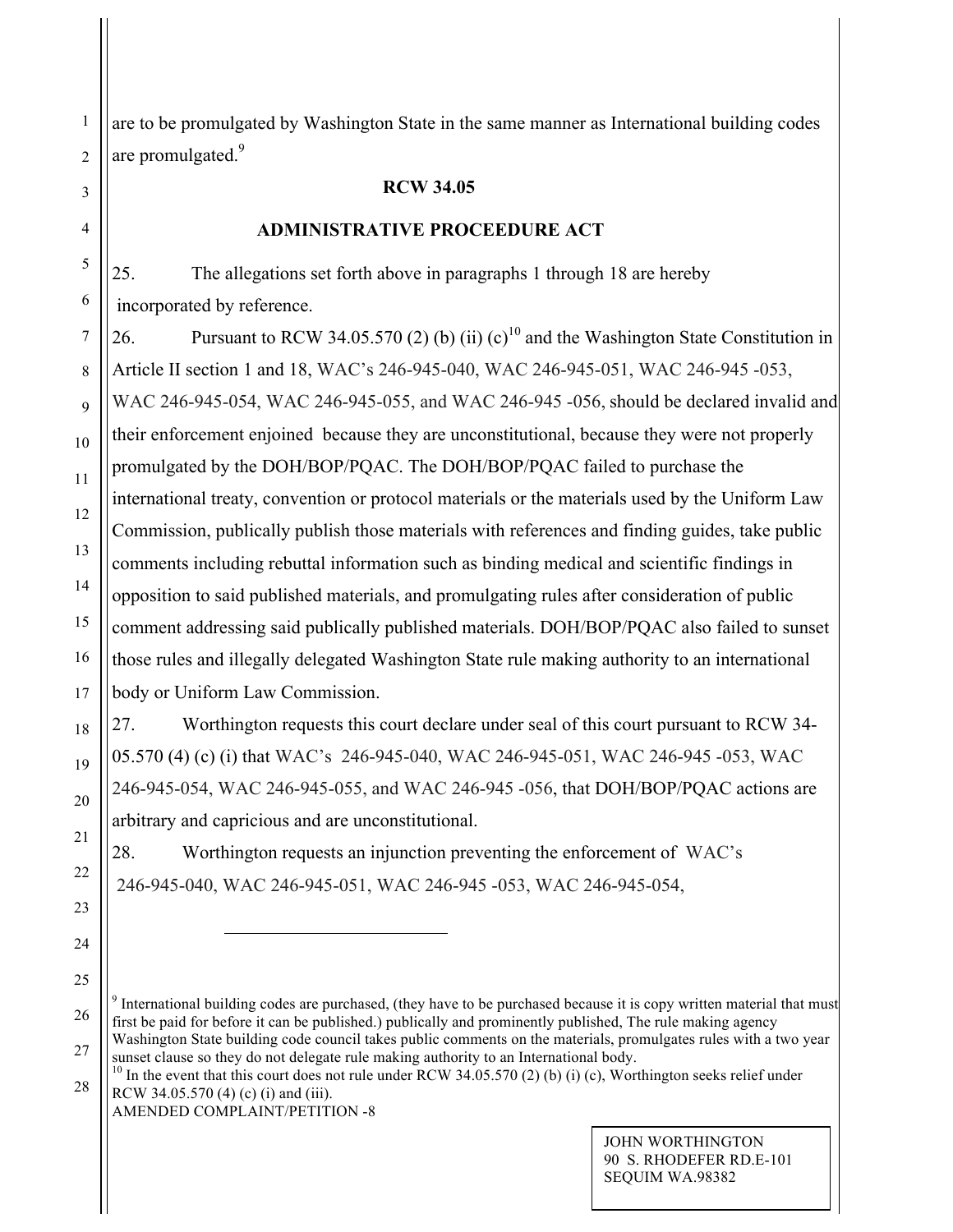are to be promulgated by Washington State in the same manner as International building codes are promulgated.[9]

**RCW 34.05**

**ADMINISTRATIVE PROCEEDURE ACT**

25. The allegations set forth above in paragraphs 1 through 18 are hereby incorporated by reference.

26. Pursuant to RCW 34.05.570 (2) (b) (ii) (c)[10] and the Washington State Constitution in Article II section 1 and 18, WAC's 246-945-040, WAC 246-945-051, WAC 246-945 -053, WAC 246-945-054, WAC 246-945-055, and WAC 246-945 -056, should be declared invalid and their enforcement enjoined because they are unconstitutional, because they were not properly promulgated by the DOH/BOP/PQAC. The DOH/BOP/PQAC failed to purchase the international treaty, convention or protocol materials or the materials used by the Uniform Law Commission, publically publish those materials with references and finding guides, take public comments including rebuttal information such as binding medical and scientific findings in opposition to said published materials, and promulgating rules after consideration of public comment addressing said publically published materials. DOH/BOP/PQAC also failed to sunset those rules and illegally delegated Washington State rule making authority to an international body or Uniform Law Commission.

27. Worthington requests this court declare under seal of this court pursuant to RCW 34-05.570 (4) (c) (i) that WAC's 246-945-040, WAC 246-945-051, WAC 246-945 -053, WAC 246-945-054, WAC 246-945-055, and WAC 246-945 -056, that DOH/BOP/PQAC actions are arbitrary and capricious and are unconstitutional.

28. Worthington requests an injunction preventing the enforcement of WAC's 246-945-040, WAC 246-945-051, WAC 246-945 -053, WAC 246-945-054,

---

[9] International building codes are purchased, (they have to be purchased because it is copy written material that must first be paid for before it can be published.) publically and prominently published, The rule making agency Washington State building code council takes public comments on the materials, promulgates rules with a two year sunset clause so they do not delegate rule making authority to an International body.

[10] In the event that this court does not rule under RCW 34.05.570 (2) (b) (i) (c), Worthington seeks relief under RCW 34.05.570 (4) (c) (i) and (iii).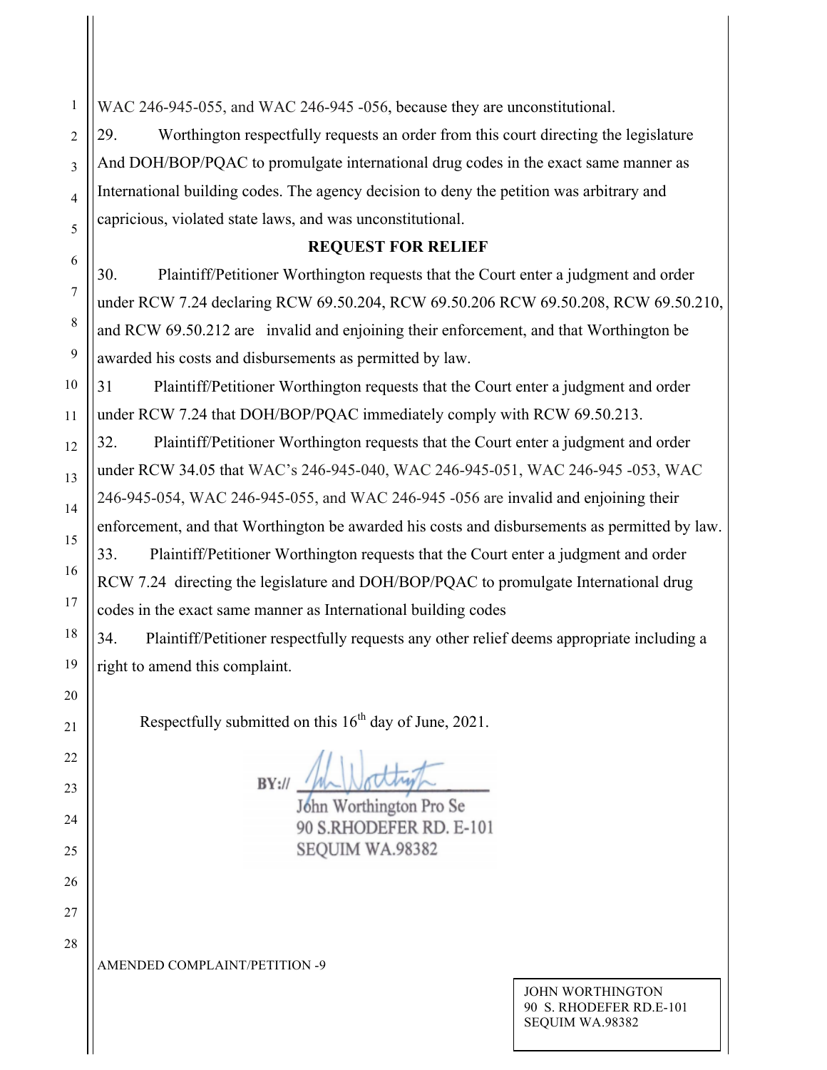WAC 246-945-055, and WAC 246-945 -056, because they are unconstitutional.

29. Worthington respectfully requests an order from this court directing the legislature And DOH/BOP/PQAC to promulgate international drug codes in the exact same manner as International building codes. The agency decision to deny the petition was arbitrary and capricious, violated state laws, and was unconstitutional.

## REQUEST FOR RELIEF

30. Plaintiff/Petitioner Worthington requests that the Court enter a judgment and order under RCW 7.24 declaring RCW 69.50.204, RCW 69.50.206 RCW 69.50.208, RCW 69.50.210, and RCW 69.50.212 are invalid and enjoining their enforcement, and that Worthington be awarded his costs and disbursements as permitted by law.

31 Plaintiff/Petitioner Worthington requests that the Court enter a judgment and order under RCW 7.24 that DOH/BOP/PQAC immediately comply with RCW 69.50.213.

32. Plaintiff/Petitioner Worthington requests that the Court enter a judgment and order under RCW 34.05 that WAC's 246-945-040, WAC 246-945-051, WAC 246-945 -053, WAC 246-945-054, WAC 246-945-055, and WAC 246-945 -056 are invalid and enjoining their enforcement, and that Worthington be awarded his costs and disbursements as permitted by law.

33. Plaintiff/Petitioner Worthington requests that the Court enter a judgment and order RCW 7.24 directing the legislature and DOH/BOP/PQAC to promulgate International drug codes in the exact same manner as International building codes

34. Plaintiff/Petitioner respectfully requests any other relief deems appropriate including a right to amend this complaint.

Respectfully submitted on this 16th day of June, 2021.

BY://

John Worthington Pro Se
90 S.RHODEFER RD. E-101
SEQUIM WA.98382

AMENDED COMPLAINT/PETITION -9

JOHN WORTHINGTON
90 S. RHODEFER RD.E-101
SEQUIM WA.98382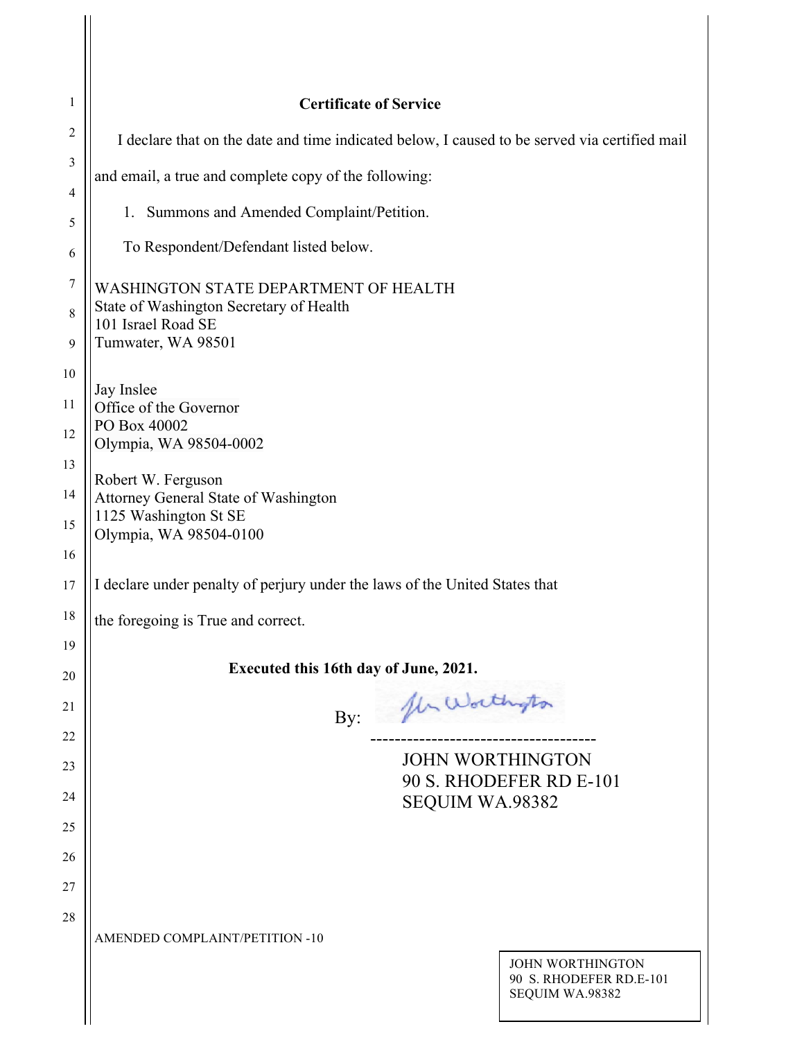**Certificate of Service**

I declare that on the date and time indicated below, I caused to be served via certified mail and email, a true and complete copy of the following:

1. Summons and Amended Complaint/Petition.

To Respondent/Defendant listed below.

WASHINGTON STATE DEPARTMENT OF HEALTH
State of Washington Secretary of Health
101 Israel Road SE
Tumwater, WA 98501

Jay Inslee
Office of the Governor
PO Box 40002
Olympia, WA 98504-0002

Robert W. Ferguson
Attorney General State of Washington
1125 Washington St SE
Olympia, WA 98504-0100

I declare under penalty of perjury under the laws of the United States that the foregoing is True and correct.

**Executed this 16th day of June, 2021.**

By: Jn Worthington

------------------------------------

JOHN WORTHINGTON
90 S. RHODEFER RD E-101
SEQUIM WA.98382

AMENDED COMPLAINT/PETITION -10

JOHN WORTHINGTON
90 S. RHODEFER RD.E-101
SEQUIM WA.98382